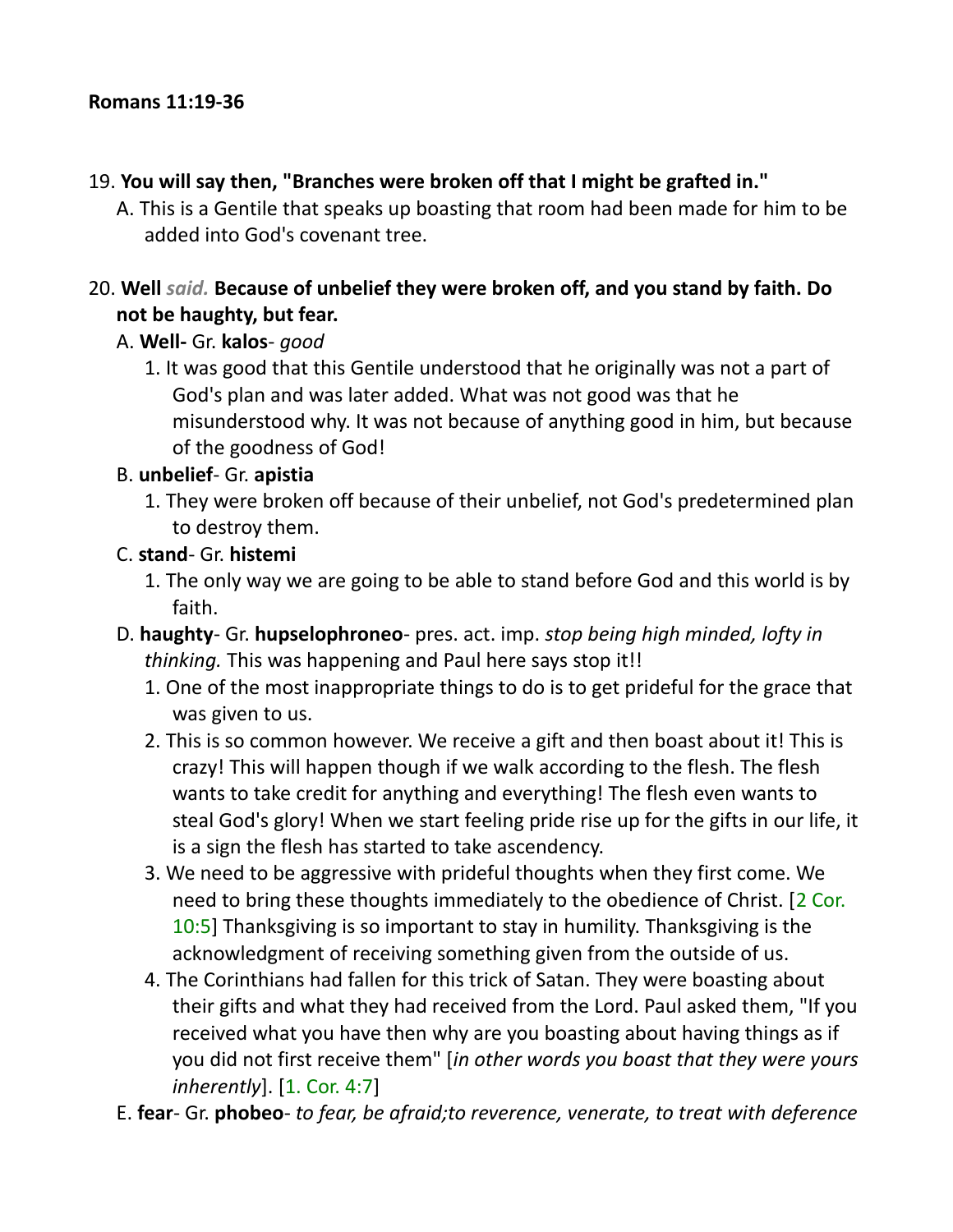**Romans 11:19-36**

19. **You will say then, "Branches were broken off that I might be grafted in."**
   A. This is a Gentile that speaks up boasting that room had been made for him to be added into God's covenant tree.

20. **Well** ***said.*** **Because of unbelief they were broken off, and you stand by faith. Do not be haughty, but fear.**
   A. **Well-** Gr. **kalos**- *good*
      1. It was good that this Gentile understood that he originally was not a part of God's plan and was later added. What was not good was that he misunderstood why. It was not because of anything good in him, but because of the goodness of God!
   B. **unbelief**- Gr. **apistia**
      1. They were broken off because of their unbelief, not God's predetermined plan to destroy them.
   C. **stand**- Gr. **histemi**
      1. The only way we are going to be able to stand before God and this world is by faith.
   D. **haughty**- Gr. **hupselophroneo**- pres. act. imp. *stop being high minded, lofty in thinking.* This was happening and Paul here says stop it!!
      1. One of the most inappropriate things to do is to get prideful for the grace that was given to us.
      2. This is so common however. We receive a gift and then boast about it! This is crazy! This will happen though if we walk according to the flesh. The flesh wants to take credit for anything and everything! The flesh even wants to steal God's glory! When we start feeling pride rise up for the gifts in our life, it is a sign the flesh has started to take ascendency.
      3. We need to be aggressive with prideful thoughts when they first come. We need to bring these thoughts immediately to the obedience of Christ. [2 Cor. 10:5] Thanksgiving is so important to stay in humility. Thanksgiving is the acknowledgment of receiving something given from the outside of us.
      4. The Corinthians had fallen for this trick of Satan. They were boasting about their gifts and what they had received from the Lord. Paul asked them, "If you received what you have then why are you boasting about having things as if you did not first receive them" [*in other words you boast that they were yours inherently*]. [1. Cor. 4:7]
   E. **fear**- Gr. **phobeo**- *to fear, be afraid;to reverence, venerate, to treat with deference*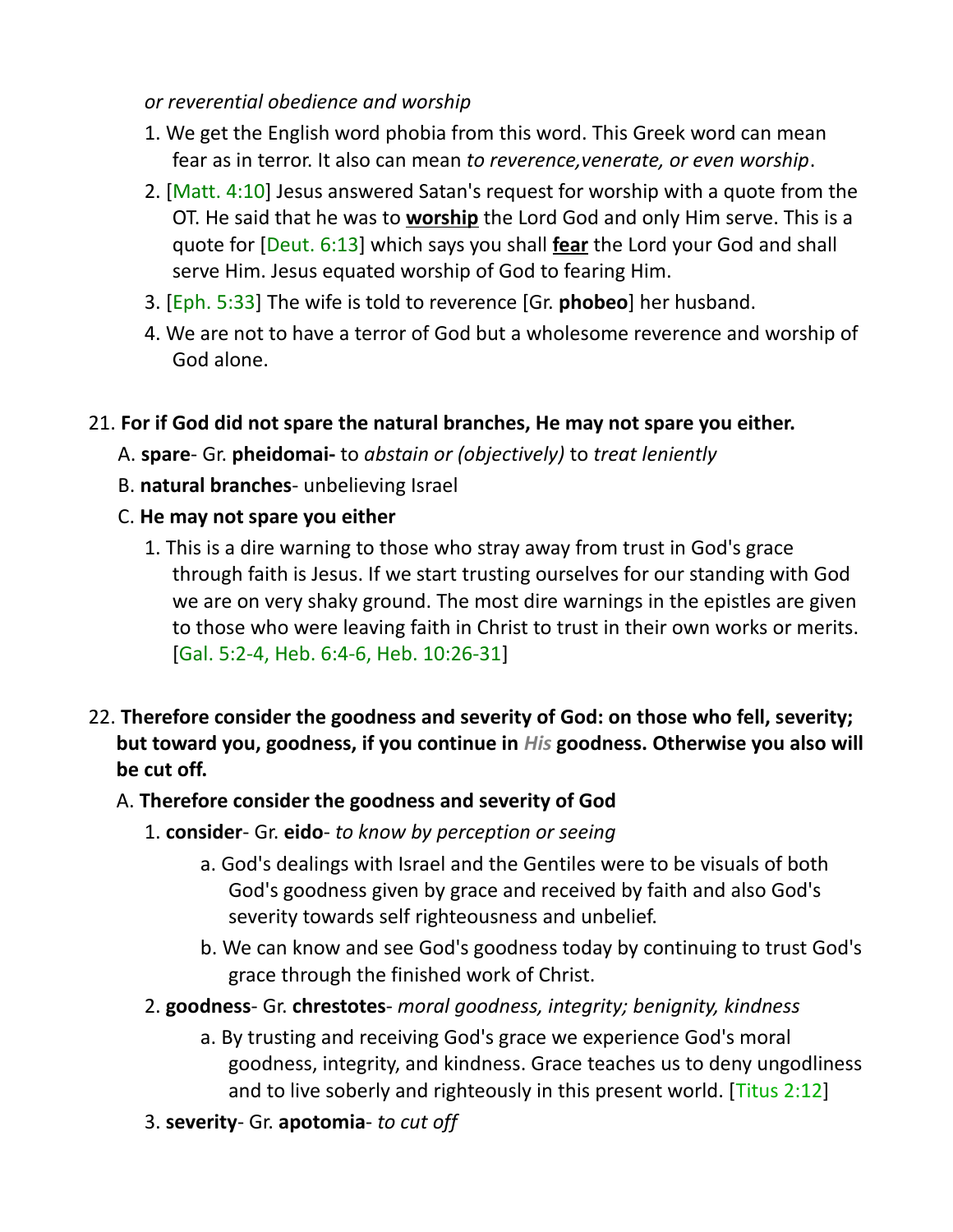*or reverential obedience and worship*

1. We get the English word phobia from this word. This Greek word can mean fear as in terror. It also can mean *to reverence,venerate, or even worship*.
2. [Matt. 4:10] Jesus answered Satan's request for worship with a quote from the OT. He said that he was to **worship** the Lord God and only Him serve. This is a quote for [Deut. 6:13] which says you shall **fear** the Lord your God and shall serve Him. Jesus equated worship of God to fearing Him.
3. [Eph. 5:33] The wife is told to reverence [Gr. **phobeo**] her husband.
4. We are not to have a terror of God but a wholesome reverence and worship of God alone.

21. **For if God did not spare the natural branches, He may not spare you either.**

   A. **spare**- Gr. **pheidomai-** to *abstain or (objectively)* to *treat leniently*

   B. **natural branches**- unbelieving Israel

   C. **He may not spare you either**

   1. This is a dire warning to those who stray away from trust in God's grace through faith is Jesus. If we start trusting ourselves for our standing with God we are on very shaky ground. The most dire warnings in the epistles are given to those who were leaving faith in Christ to trust in their own works or merits. [Gal. 5:2-4, Heb. 6:4-6, Heb. 10:26-31]

22. **Therefore consider the goodness and severity of God: on those who fell, severity; but toward you, goodness, if you continue in *His* goodness. Otherwise you also will be cut off.**

   A. **Therefore consider the goodness and severity of God**

   1. **consider**- Gr. **eido**- *to know by perception or seeing*
      a. God's dealings with Israel and the Gentiles were to be visuals of both God's goodness given by grace and received by faith and also God's severity towards self righteousness and unbelief.
      b. We can know and see God's goodness today by continuing to trust God's grace through the finished work of Christ.
   2. **goodness**- Gr. **chrestotes**- *moral goodness, integrity; benignity, kindness*
      a. By trusting and receiving God's grace we experience God's moral goodness, integrity, and kindness. Grace teaches us to deny ungodliness and to live soberly and righteously in this present world. [Titus 2:12]
   3. **severity**- Gr. **apotomia**- *to cut off*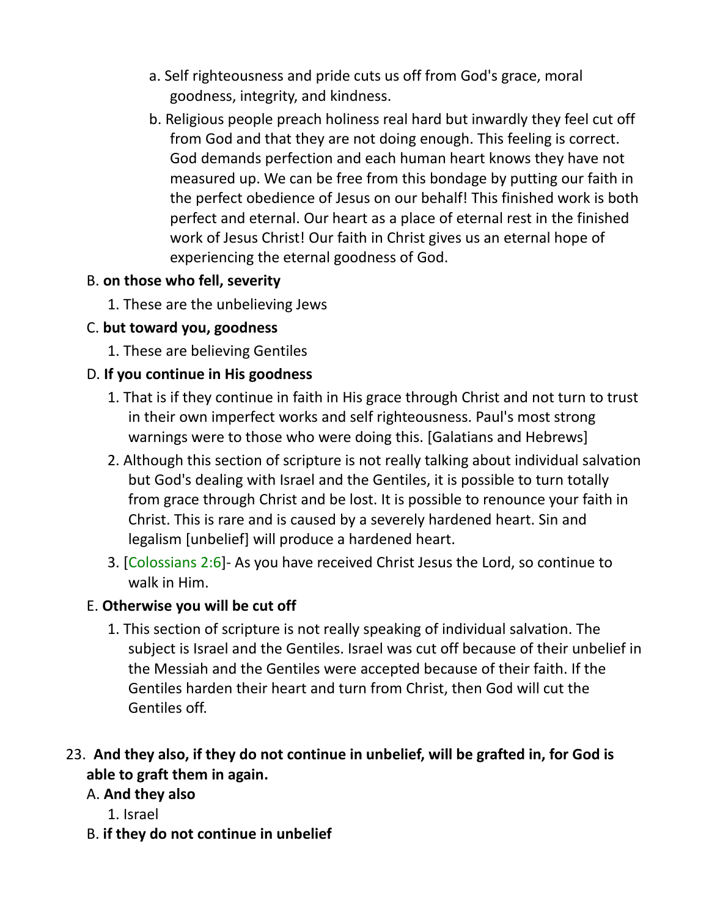a. Self righteousness and pride cuts us off from God's grace, moral goodness, integrity, and kindness.

b. Religious people preach holiness real hard but inwardly they feel cut off from God and that they are not doing enough. This feeling is correct. God demands perfection and each human heart knows they have not measured up. We can be free from this bondage by putting our faith in the perfect obedience of Jesus on our behalf! This finished work is both perfect and eternal. Our heart as a place of eternal rest in the finished work of Jesus Christ! Our faith in Christ gives us an eternal hope of experiencing the eternal goodness of God.

B. **on those who fell, severity**

1. These are the unbelieving Jews

C. **but toward you, goodness**

1. These are believing Gentiles

D. **If you continue in His goodness**

1. That is if they continue in faith in His grace through Christ and not turn to trust in their own imperfect works and self righteousness. Paul's most strong warnings were to those who were doing this. [Galatians and Hebrews]

2. Although this section of scripture is not really talking about individual salvation but God's dealing with Israel and the Gentiles, it is possible to turn totally from grace through Christ and be lost. It is possible to renounce your faith in Christ. This is rare and is caused by a severely hardened heart. Sin and legalism [unbelief] will produce a hardened heart.

3. [Colossians 2:6]- As you have received Christ Jesus the Lord, so continue to walk in Him.

E. **Otherwise you will be cut off**

1. This section of scripture is not really speaking of individual salvation. The subject is Israel and the Gentiles. Israel was cut off because of their unbelief in the Messiah and the Gentiles were accepted because of their faith. If the Gentiles harden their heart and turn from Christ, then God will cut the Gentiles off.

23. **And they also, if they do not continue in unbelief, will be grafted in, for God is able to graft them in again.**

A. **And they also**

1. Israel

B. **if they do not continue in unbelief**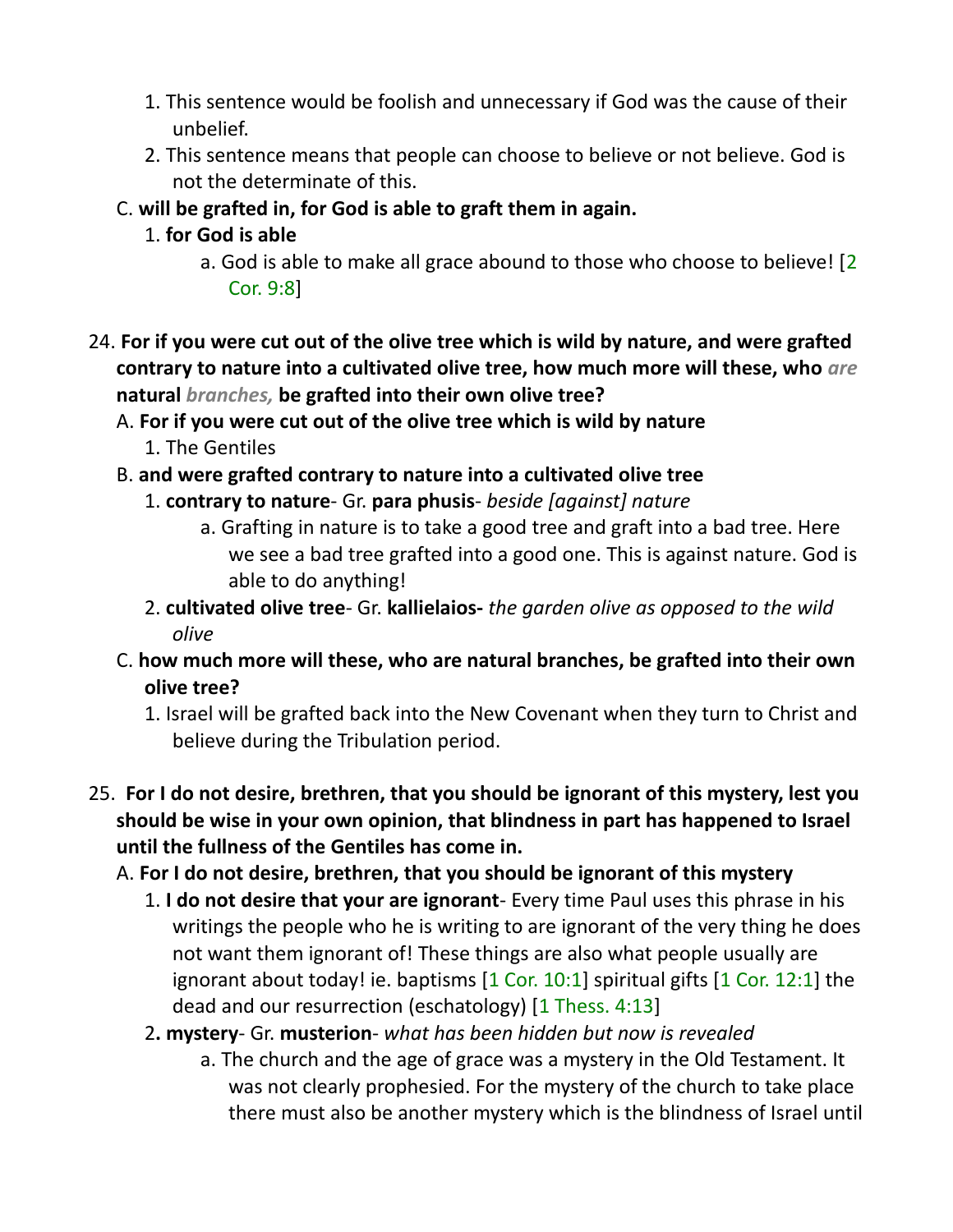1. This sentence would be foolish and unnecessary if God was the cause of their unbelief.
2. This sentence means that people can choose to believe or not believe. God is not the determinate of this.

C. **will be grafted in, for God is able to graft them in again.**

1. **for God is able**
    a. God is able to make all grace abound to those who choose to believe! [2 Cor. 9:8]

24. **For if you were cut out of the olive tree which is wild by nature, and were grafted contrary to nature into a cultivated olive tree, how much more will these, who *are* natural *branches,* be grafted into their own olive tree?**

A. **For if you were cut out of the olive tree which is wild by nature**

1. The Gentiles

B. **and were grafted contrary to nature into a cultivated olive tree**

1. **contrary to nature**- Gr. **para phusis**- *beside [against] nature*
    a. Grafting in nature is to take a good tree and graft into a bad tree. Here we see a bad tree grafted into a good one. This is against nature. God is able to do anything!
2. **cultivated olive tree**- Gr. **kallielaios-** *the garden olive as opposed to the wild olive*

C. **how much more will these, who are natural branches, be grafted into their own olive tree?**

1. Israel will be grafted back into the New Covenant when they turn to Christ and believe during the Tribulation period.

25. **For I do not desire, brethren, that you should be ignorant of this mystery, lest you should be wise in your own opinion, that blindness in part has happened to Israel until the fullness of the Gentiles has come in.**

A. **For I do not desire, brethren, that you should be ignorant of this mystery**

1. **I do not desire that your are ignorant**- Every time Paul uses this phrase in his writings the people who he is writing to are ignorant of the very thing he does not want them ignorant of! These things are also what people usually are ignorant about today! ie. baptisms [1 Cor. 10:1] spiritual gifts [1 Cor. 12:1] the dead and our resurrection (eschatology) [1 Thess. 4:13]
2. **mystery**- Gr. **musterion**- *what has been hidden but now is revealed*
    a. The church and the age of grace was a mystery in the Old Testament. It was not clearly prophesied. For the mystery of the church to take place there must also be another mystery which is the blindness of Israel until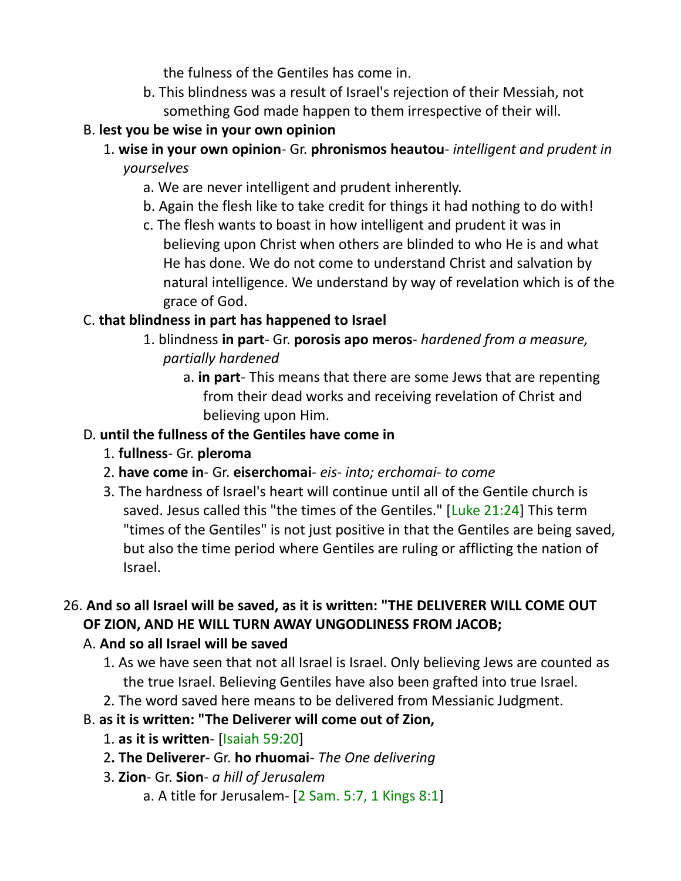the fulness of the Gentiles has come in.

b. This blindness was a result of Israel's rejection of their Messiah, not something God made happen to them irrespective of their will.

B. **lest you be wise in your own opinion**

1. **wise in your own opinion**- Gr. **phronismos heautou**- *intelligent and prudent in yourselves*

a. We are never intelligent and prudent inherently.

b. Again the flesh like to take credit for things it had nothing to do with!

c. The flesh wants to boast in how intelligent and prudent it was in believing upon Christ when others are blinded to who He is and what He has done. We do not come to understand Christ and salvation by natural intelligence. We understand by way of revelation which is of the grace of God.

C. **that blindness in part has happened to Israel**

1. blindness **in part**- Gr. **porosis apo meros**- *hardened from a measure, partially hardened*

a. **in part**- This means that there are some Jews that are repenting from their dead works and receiving revelation of Christ and believing upon Him.

D. **until the fullness of the Gentiles have come in**

1. **fullness**- Gr. **pleroma**

2. **have come in**- Gr. **eiserchomai**- *eis- into; erchomai- to come*

3. The hardness of Israel's heart will continue until all of the Gentile church is saved. Jesus called this "the times of the Gentiles." [Luke 21:24] This term "times of the Gentiles" is not just positive in that the Gentiles are being saved, but also the time period where Gentiles are ruling or afflicting the nation of Israel.

26. **And so all Israel will be saved, as it is written: "THE DELIVERER WILL COME OUT OF ZION, AND HE WILL TURN AWAY UNGODLINESS FROM JACOB;**

A. **And so all Israel will be saved**

1. As we have seen that not all Israel is Israel. Only believing Jews are counted as the true Israel. Believing Gentiles have also been grafted into true Israel.

2. The word saved here means to be delivered from Messianic Judgment.

B. **as it is written: "The Deliverer will come out of Zion,**

1. **as it is written**- [Isaiah 59:20]

2**. The Deliverer**- Gr. **ho rhuomai**- *The One delivering*

3. **Zion**- Gr. **Sion**- *a hill of Jerusalem*

a. A title for Jerusalem- [2 Sam. 5:7, 1 Kings 8:1]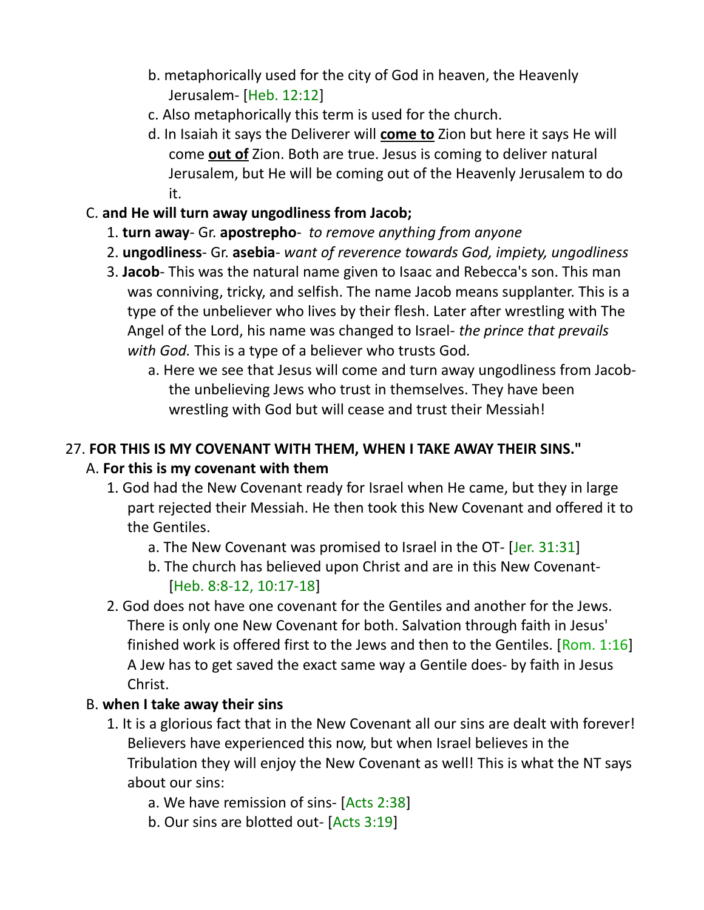b. metaphorically used for the city of God in heaven, the Heavenly Jerusalem- [Heb. 12:12]

c. Also metaphorically this term is used for the church.

d. In Isaiah it says the Deliverer will **<u>come to</u>** Zion but here it says He will come **<u>out of</u>** Zion. Both are true. Jesus is coming to deliver natural Jerusalem, but He will be coming out of the Heavenly Jerusalem to do it.

C. **and He will turn away ungodliness from Jacob;**

1. **turn away**- Gr. **apostrepho**- *to remove anything from anyone*

2. **ungodliness**- Gr. **asebia**- *want of reverence towards God, impiety, ungodliness*

3. **Jacob**- This was the natural name given to Isaac and Rebecca's son. This man was conniving, tricky, and selfish. The name Jacob means supplanter. This is a type of the unbeliever who lives by their flesh. Later after wrestling with The Angel of the Lord, his name was changed to Israel- *the prince that prevails with God.* This is a type of a believer who trusts God.

a. Here we see that Jesus will come and turn away ungodliness from Jacob- the unbelieving Jews who trust in themselves. They have been wrestling with God but will cease and trust their Messiah!

27. **FOR THIS IS MY COVENANT WITH THEM, WHEN I TAKE AWAY THEIR SINS."**

A. **For this is my covenant with them**

1. God had the New Covenant ready for Israel when He came, but they in large part rejected their Messiah. He then took this New Covenant and offered it to the Gentiles.

a. The New Covenant was promised to Israel in the OT- [Jer. 31:31]

b. The church has believed upon Christ and are in this New Covenant- [Heb. 8:8-12, 10:17-18]

2. God does not have one covenant for the Gentiles and another for the Jews. There is only one New Covenant for both. Salvation through faith in Jesus' finished work is offered first to the Jews and then to the Gentiles. [Rom. 1:16] A Jew has to get saved the exact same way a Gentile does- by faith in Jesus Christ.

B. **when I take away their sins**

1. It is a glorious fact that in the New Covenant all our sins are dealt with forever! Believers have experienced this now, but when Israel believes in the Tribulation they will enjoy the New Covenant as well! This is what the NT says about our sins:

a. We have remission of sins- [Acts 2:38]

b. Our sins are blotted out- [Acts 3:19]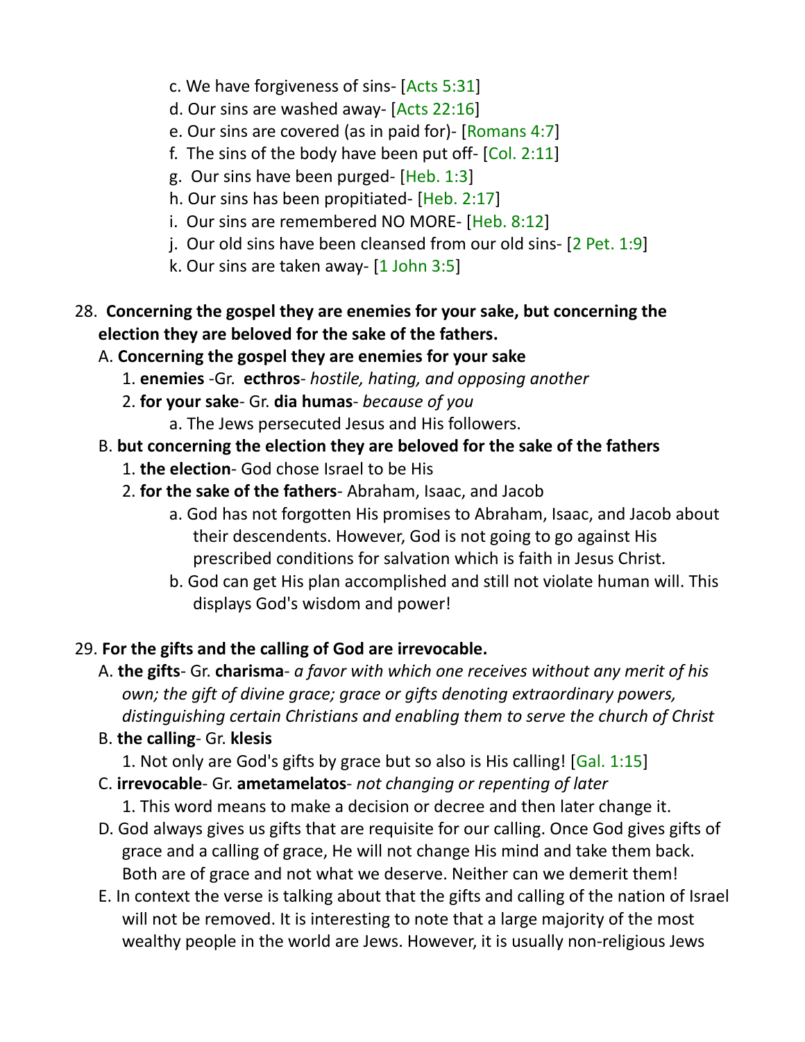c. We have forgiveness of sins- [Acts 5:31]
d. Our sins are washed away- [Acts 22:16]
e. Our sins are covered (as in paid for)- [Romans 4:7]
f. The sins of the body have been put off- [Col. 2:11]
g. Our sins have been purged- [Heb. 1:3]
h. Our sins has been propitiated- [Heb. 2:17]
i. Our sins are remembered NO MORE- [Heb. 8:12]
j. Our old sins have been cleansed from our old sins- [2 Pet. 1:9]
k. Our sins are taken away- [1 John 3:5]

28. **Concerning the gospel they are enemies for your sake, but concerning the election they are beloved for the sake of the fathers.**

A. **Concerning the gospel they are enemies for your sake**

1. **enemies** -Gr. **ecthros**- *hostile, hating, and opposing another*
2. **for your sake**- Gr. **dia humas**- *because of you*
   a. The Jews persecuted Jesus and His followers.

B. **but concerning the election they are beloved for the sake of the fathers**

1. **the election**- God chose Israel to be His
2. **for the sake of the fathers**- Abraham, Isaac, and Jacob
   a. God has not forgotten His promises to Abraham, Isaac, and Jacob about their descendents. However, God is not going to go against His prescribed conditions for salvation which is faith in Jesus Christ.
   b. God can get His plan accomplished and still not violate human will. This displays God's wisdom and power!

29. **For the gifts and the calling of God are irrevocable.**

A. **the gifts**- Gr. **charisma**- *a favor with which one receives without any merit of his own; the gift of divine grace; grace or gifts denoting extraordinary powers, distinguishing certain Christians and enabling them to serve the church of Christ*

B. **the calling**- Gr. **klesis**

1. Not only are God's gifts by grace but so also is His calling! [Gal. 1:15]

C. **irrevocable**- Gr. **ametamelatos**- *not changing or repenting of later*

1. This word means to make a decision or decree and then later change it.

D. God always gives us gifts that are requisite for our calling. Once God gives gifts of grace and a calling of grace, He will not change His mind and take them back. Both are of grace and not what we deserve. Neither can we demerit them!

E. In context the verse is talking about that the gifts and calling of the nation of Israel will not be removed. It is interesting to note that a large majority of the most wealthy people in the world are Jews. However, it is usually non-religious Jews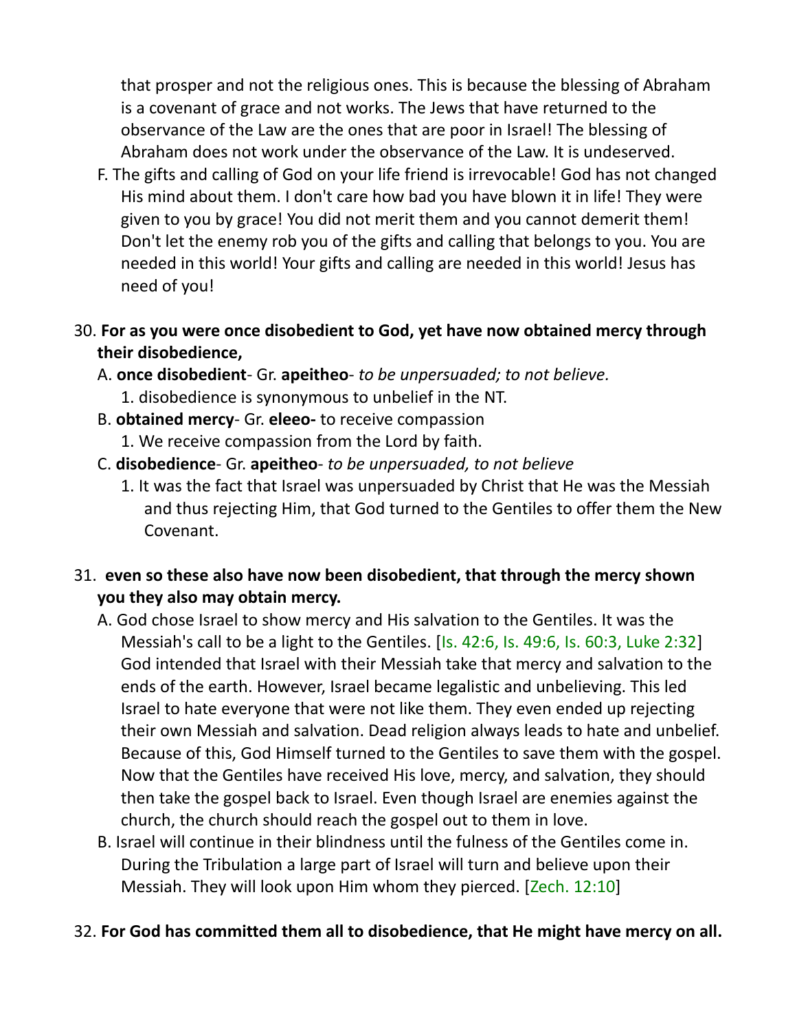that prosper and not the religious ones. This is because the blessing of Abraham is a covenant of grace and not works. The Jews that have returned to the observance of the Law are the ones that are poor in Israel! The blessing of Abraham does not work under the observance of the Law. It is undeserved.

F. The gifts and calling of God on your life friend is irrevocable! God has not changed His mind about them. I don't care how bad you have blown it in life! They were given to you by grace! You did not merit them and you cannot demerit them! Don't let the enemy rob you of the gifts and calling that belongs to you. You are needed in this world! Your gifts and calling are needed in this world! Jesus has need of you!

30. **For as you were once disobedient to God, yet have now obtained mercy through their disobedience,**

   A. **once disobedient**- Gr. **apeitheo**- *to be unpersuaded; to not believe.*

      1. disobedience is synonymous to unbelief in the NT.

   B. **obtained mercy**- Gr. **eleeo-** to receive compassion

      1. We receive compassion from the Lord by faith.

   C. **disobedience**- Gr. **apeitheo**- *to be unpersuaded, to not believe*

      1. It was the fact that Israel was unpersuaded by Christ that He was the Messiah and thus rejecting Him, that God turned to the Gentiles to offer them the New Covenant.

31. **even so these also have now been disobedient, that through the mercy shown you they also may obtain mercy.**

   A. God chose Israel to show mercy and His salvation to the Gentiles. It was the Messiah's call to be a light to the Gentiles. [Is. 42:6, Is. 49:6, Is. 60:3, Luke 2:32] God intended that Israel with their Messiah take that mercy and salvation to the ends of the earth. However, Israel became legalistic and unbelieving. This led Israel to hate everyone that were not like them. They even ended up rejecting their own Messiah and salvation. Dead religion always leads to hate and unbelief. Because of this, God Himself turned to the Gentiles to save them with the gospel. Now that the Gentiles have received His love, mercy, and salvation, they should then take the gospel back to Israel. Even though Israel are enemies against the church, the church should reach the gospel out to them in love.

   B. Israel will continue in their blindness until the fulness of the Gentiles come in. During the Tribulation a large part of Israel will turn and believe upon their Messiah. They will look upon Him whom they pierced. [Zech. 12:10]

32. **For God has committed them all to disobedience, that He might have mercy on all.**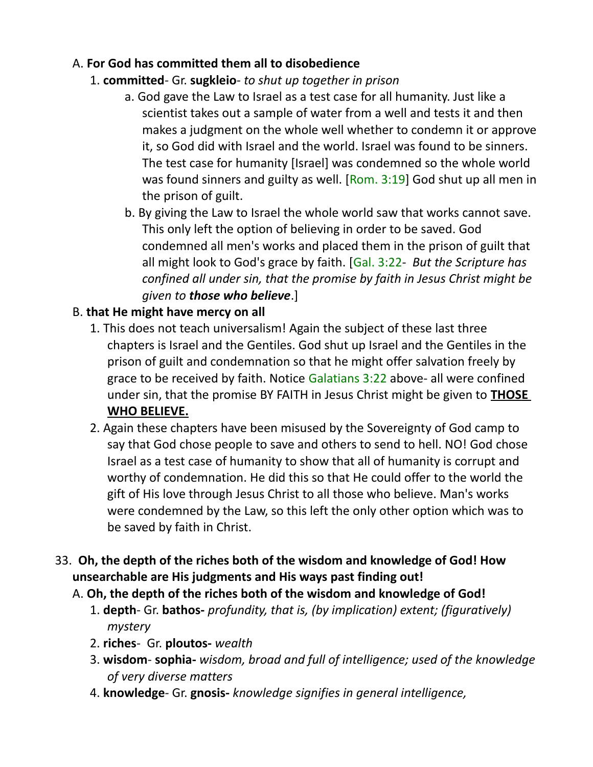A. **For God has committed them all to disobedience**

1. **committed**- Gr. **sugkleio**- *to shut up together in prison*
   - a. God gave the Law to Israel as a test case for all humanity. Just like a scientist takes out a sample of water from a well and tests it and then makes a judgment on the whole well whether to condemn it or approve it, so God did with Israel and the world. Israel was found to be sinners. The test case for humanity [Israel] was condemned so the whole world was found sinners and guilty as well. [Rom. 3:19] God shut up all men in the prison of guilt.
   - b. By giving the Law to Israel the whole world saw that works cannot save. This only left the option of believing in order to be saved. God condemned all men's works and placed them in the prison of guilt that all might look to God's grace by faith. [Gal. 3:22- *But the Scripture has confined all under sin, that the promise by faith in Jesus Christ might be given to* ***those who believe***.]

B. **that He might have mercy on all**

1. This does not teach universalism! Again the subject of these last three chapters is Israel and the Gentiles. God shut up Israel and the Gentiles in the prison of guilt and condemnation so that he might offer salvation freely by grace to be received by faith. Notice Galatians 3:22 above- all were confined under sin, that the promise BY FAITH in Jesus Christ might be given to **<u>THOSE WHO BELIEVE.</u>**
2. Again these chapters have been misused by the Sovereignty of God camp to say that God chose people to save and others to send to hell. NO! God chose Israel as a test case of humanity to show that all of humanity is corrupt and worthy of condemnation. He did this so that He could offer to the world the gift of His love through Jesus Christ to all those who believe. Man's works were condemned by the Law, so this left the only other option which was to be saved by faith in Christ.

33. **Oh, the depth of the riches both of the wisdom and knowledge of God! How unsearchable are His judgments and His ways past finding out!**

A. **Oh, the depth of the riches both of the wisdom and knowledge of God!**

1. **depth**- Gr. **bathos-** *profundity, that is, (by implication) extent; (figuratively) mystery*
2. **riches**- Gr. **ploutos-** *wealth*
3. **wisdom**- **sophia-** *wisdom, broad and full of intelligence; used of the knowledge of very diverse matters*
4. **knowledge**- Gr. **gnosis-** *knowledge signifies in general intelligence,*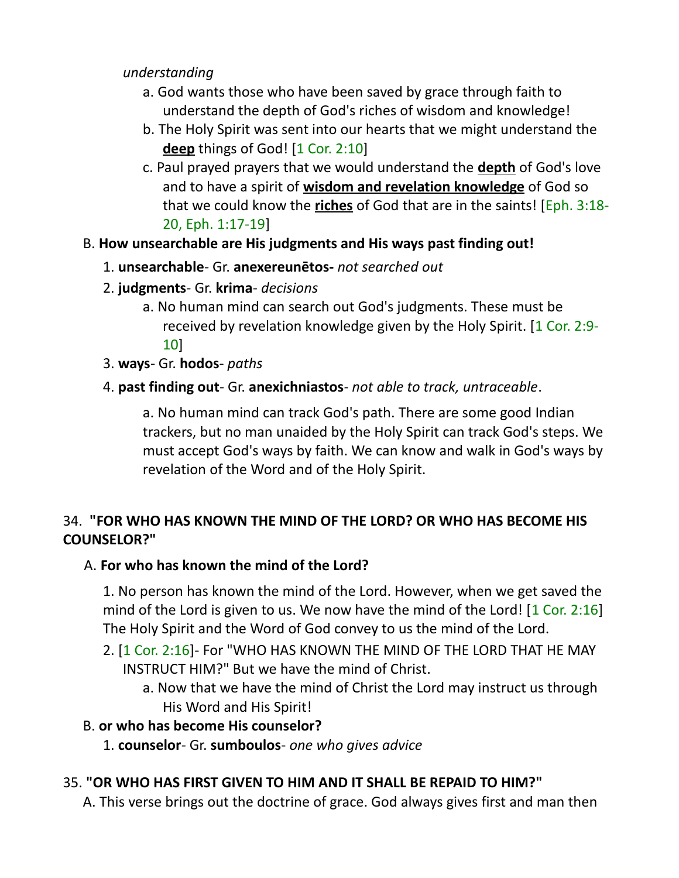*understanding*

a. God wants those who have been saved by grace through faith to understand the depth of God's riches of wisdom and knowledge!

b. The Holy Spirit was sent into our hearts that we might understand the **deep** things of God! [1 Cor. 2:10]

c. Paul prayed prayers that we would understand the **depth** of God's love and to have a spirit of **wisdom and revelation knowledge** of God so that we could know the **riches** of God that are in the saints! [Eph. 3:18-20, Eph. 1:17-19]

B. **How unsearchable are His judgments and His ways past finding out!**

1. **unsearchable**- Gr. **anexereunētos-** *not searched out*

2. **judgments**- Gr. **krima**- *decisions*

a. No human mind can search out God's judgments. These must be received by revelation knowledge given by the Holy Spirit. [1 Cor. 2:9-10]

3. **ways**- Gr. **hodos**- *paths*

4. **past finding out**- Gr. **anexichniastos**- *not able to track, untraceable*.

a. No human mind can track God's path. There are some good Indian trackers, but no man unaided by the Holy Spirit can track God's steps. We must accept God's ways by faith. We can know and walk in God's ways by revelation of the Word and of the Holy Spirit.

34. **"FOR WHO HAS KNOWN THE MIND OF THE LORD? OR WHO HAS BECOME HIS COUNSELOR?"**

A. **For who has known the mind of the Lord?**

1. No person has known the mind of the Lord. However, when we get saved the mind of the Lord is given to us. We now have the mind of the Lord! [1 Cor. 2:16] The Holy Spirit and the Word of God convey to us the mind of the Lord.

2. [1 Cor. 2:16]- For "WHO HAS KNOWN THE MIND OF THE LORD THAT HE MAY INSTRUCT HIM?" But we have the mind of Christ.

a. Now that we have the mind of Christ the Lord may instruct us through His Word and His Spirit!

B. **or who has become His counselor?**

1. **counselor**- Gr. **sumboulos**- *one who gives advice*

35. **"OR WHO HAS FIRST GIVEN TO HIM AND IT SHALL BE REPAID TO HIM?"**

A. This verse brings out the doctrine of grace. God always gives first and man then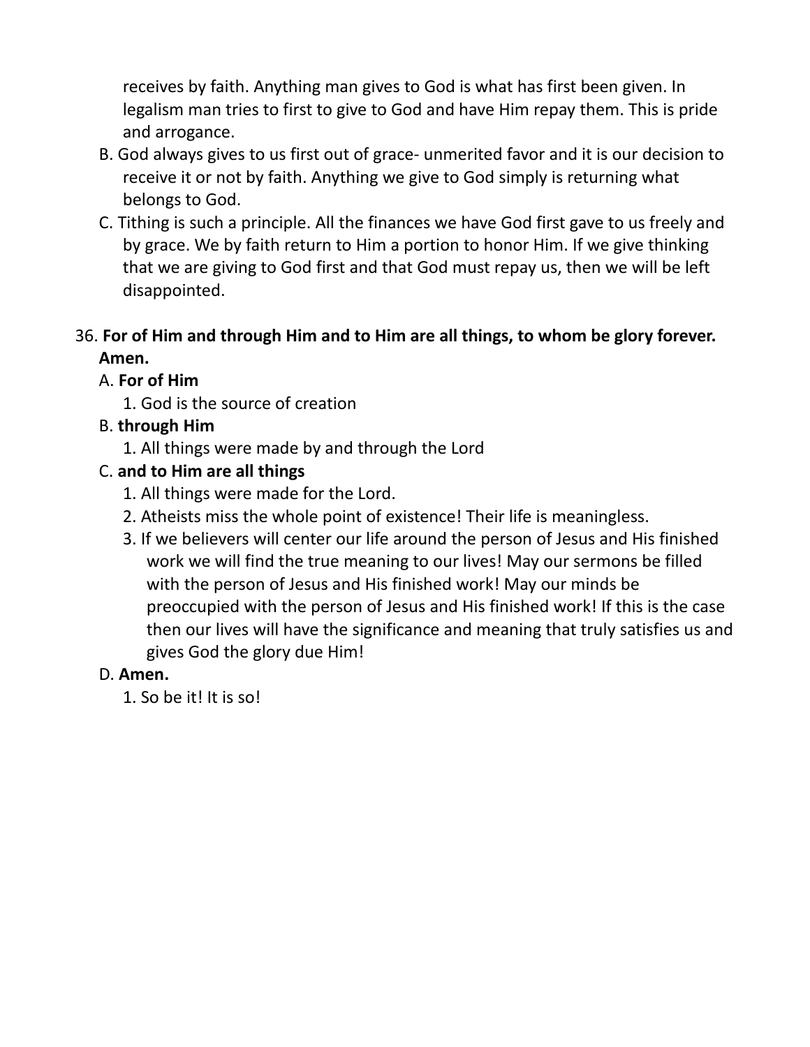receives by faith. Anything man gives to God is what has first been given. In legalism man tries to first to give to God and have Him repay them. This is pride and arrogance.

B. God always gives to us first out of grace- unmerited favor and it is our decision to receive it or not by faith. Anything we give to God simply is returning what belongs to God.

C. Tithing is such a principle. All the finances we have God first gave to us freely and by grace. We by faith return to Him a portion to honor Him. If we give thinking that we are giving to God first and that God must repay us, then we will be left disappointed.

36. **For of Him and through Him and to Him are all things, to whom be glory forever. Amen.**

A. **For of Him**

1. God is the source of creation

B. **through Him**

1. All things were made by and through the Lord

C. **and to Him are all things**

1. All things were made for the Lord.
2. Atheists miss the whole point of existence! Their life is meaningless.
3. If we believers will center our life around the person of Jesus and His finished work we will find the true meaning to our lives! May our sermons be filled with the person of Jesus and His finished work! May our minds be preoccupied with the person of Jesus and His finished work! If this is the case then our lives will have the significance and meaning that truly satisfies us and gives God the glory due Him!

D. **Amen.**

1. So be it! It is so!